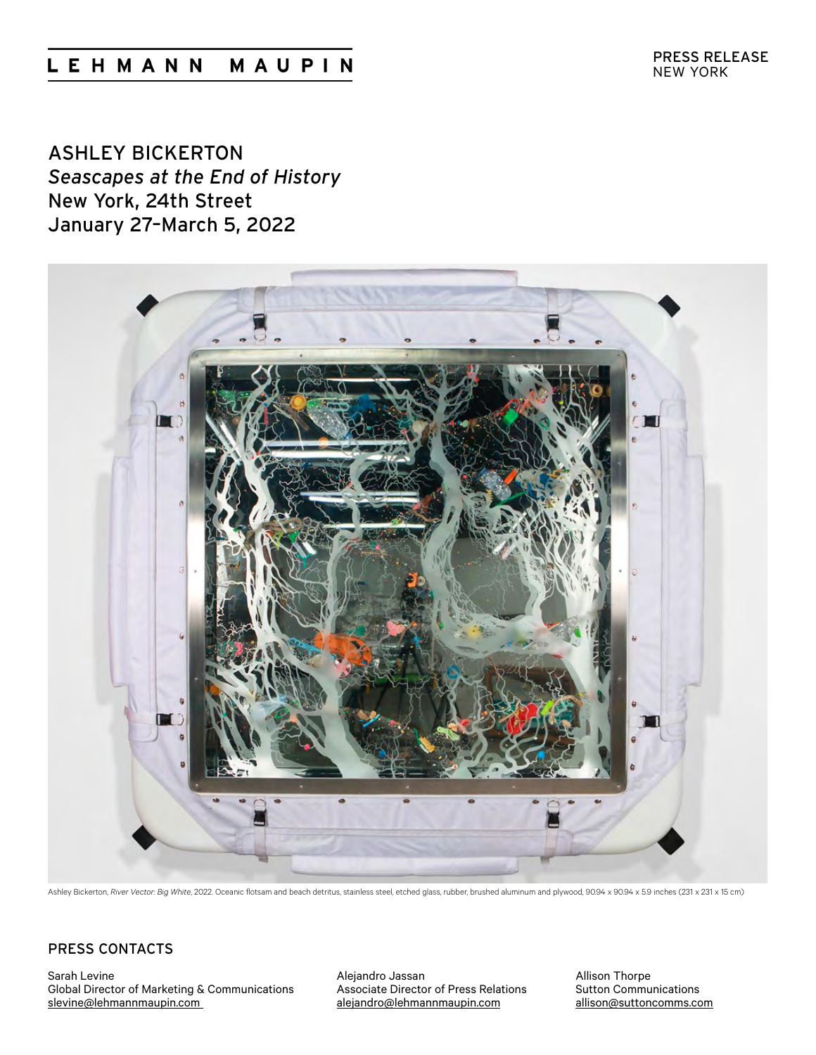LEHMANN MAUPIN

PRESS RELEASE
NEW YORK

# ASHLEY BICKERTON
## *Seascapes at the End of History*
## New York, 24th Street
## January 27–March 5, 2022

Ashley Bickerton, *River Vector: Big White*, 2022. Oceanic flotsam and beach detritus, stainless steel, etched glass, rubber, brushed aluminum and plywood, 90.94 x 90.94 x 5.9 inches (231 x 231 x 15 cm)

### PRESS CONTACTS

Sarah Levine
Global Director of Marketing & Communications
slevine@lehmannmaupin.com

Alejandro Jassan
Associate Director of Press Relations
alejandro@lehmannmaupin.com

Allison Thorpe
Sutton Communications
allison@suttoncomms.com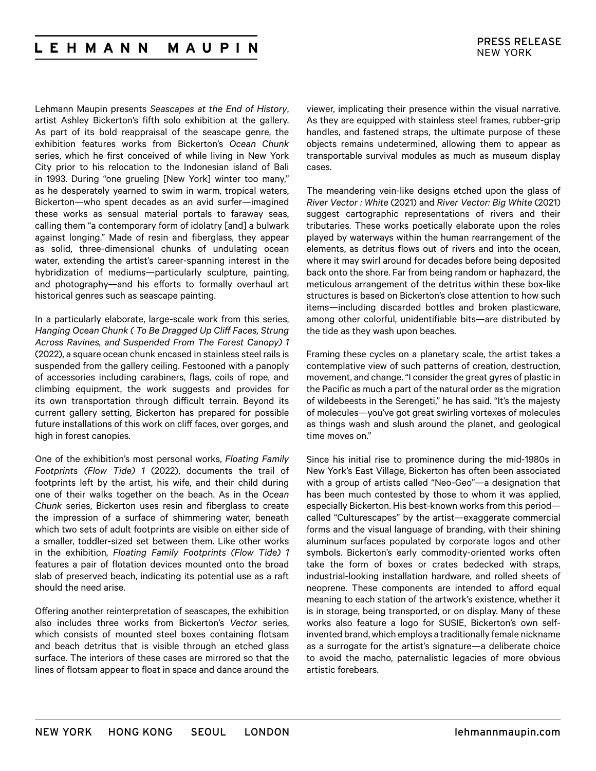Lehmann Maupin presents *Seascapes at the End of History*, artist Ashley Bickerton's fifth solo exhibition at the gallery. As part of its bold reappraisal of the seascape genre, the exhibition features works from Bickerton's *Ocean Chunk* series, which he first conceived of while living in New York City prior to his relocation to the Indonesian island of Bali in 1993. During "one grueling [New York] winter too many," as he desperately yearned to swim in warm, tropical waters, Bickerton—who spent decades as an avid surfer—imagined these works as sensual material portals to faraway seas, calling them "a contemporary form of idolatry [and] a bulwark against longing." Made of resin and fiberglass, they appear as solid, three-dimensional chunks of undulating ocean water, extending the artist's career-spanning interest in the hybridization of mediums—particularly sculpture, painting, and photography—and his efforts to formally overhaul art historical genres such as seascape painting.

In a particularly elaborate, large-scale work from this series, *Hanging Ocean Chunk ( To Be Dragged Up Cliff Faces, Strung Across Ravines, and Suspended From The Forest Canopy) 1* (2022), a square ocean chunk encased in stainless steel rails is suspended from the gallery ceiling. Festooned with a panoply of accessories including carabiners, flags, coils of rope, and climbing equipment, the work suggests and provides for its own transportation through difficult terrain. Beyond its current gallery setting, Bickerton has prepared for possible future installations of this work on cliff faces, over gorges, and high in forest canopies.

One of the exhibition's most personal works, *Floating Family Footprints (Flow Tide) 1* (2022), documents the trail of footprints left by the artist, his wife, and their child during one of their walks together on the beach. As in the *Ocean Chunk* series, Bickerton uses resin and fiberglass to create the impression of a surface of shimmering water, beneath which two sets of adult footprints are visible on either side of a smaller, toddler-sized set between them. Like other works in the exhibition, *Floating Family Footprints (Flow Tide) 1* features a pair of flotation devices mounted onto the broad slab of preserved beach, indicating its potential use as a raft should the need arise.

Offering another reinterpretation of seascapes, the exhibition also includes three works from Bickerton's *Vector* series, which consists of mounted steel boxes containing flotsam and beach detritus that is visible through an etched glass surface. The interiors of these cases are mirrored so that the lines of flotsam appear to float in space and dance around the viewer, implicating their presence within the visual narrative. As they are equipped with stainless steel frames, rubber-grip handles, and fastened straps, the ultimate purpose of these objects remains undetermined, allowing them to appear as transportable survival modules as much as museum display cases.

The meandering vein-like designs etched upon the glass of *River Vector : White* (2021) and *River Vector: Big White* (2021) suggest cartographic representations of rivers and their tributaries. These works poetically elaborate upon the roles played by waterways within the human rearrangement of the elements, as detritus flows out of rivers and into the ocean, where it may swirl around for decades before being deposited back onto the shore. Far from being random or haphazard, the meticulous arrangement of the detritus within these box-like structures is based on Bickerton's close attention to how such items—including discarded bottles and broken plasticware, among other colorful, unidentifiable bits—are distributed by the tide as they wash upon beaches.

Framing these cycles on a planetary scale, the artist takes a contemplative view of such patterns of creation, destruction, movement, and change. "I consider the great gyres of plastic in the Pacific as much a part of the natural order as the migration of wildebeests in the Serengeti," he has said. "It's the majesty of molecules—you've got great swirling vortexes of molecules as things wash and slush around the planet, and geological time moves on."

Since his initial rise to prominence during the mid-1980s in New York's East Village, Bickerton has often been associated with a group of artists called "Neo-Geo"—a designation that has been much contested by those to whom it was applied, especially Bickerton. His best-known works from this period—called "Culturescapes" by the artist—exaggerate commercial forms and the visual language of branding, with their shining aluminum surfaces populated by corporate logos and other symbols. Bickerton's early commodity-oriented works often take the form of boxes or crates bedecked with straps, industrial-looking installation hardware, and rolled sheets of neoprene. These components are intended to afford equal meaning to each station of the artwork's existence, whether it is in storage, being transported, or on display. Many of these works also feature a logo for SUSIE, Bickerton's own self-invented brand, which employs a traditionally female nickname as a surrogate for the artist's signature—a deliberate choice to avoid the macho, paternalistic legacies of more obvious artistic forebears.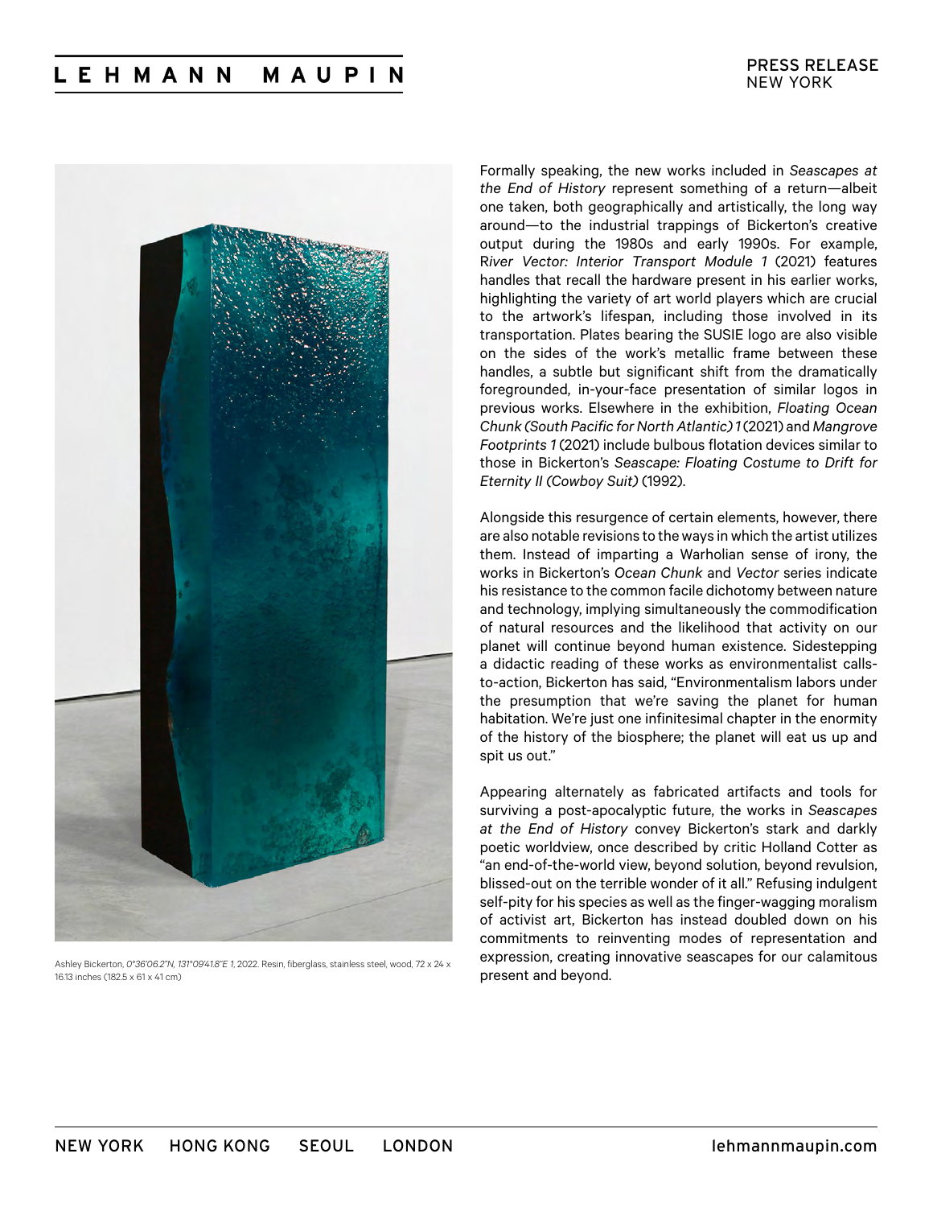Ashley Bickerton, *0°36'06.2"N, 131°09'41.8"E 1*, 2022. Resin, fiberglass, stainless steel, wood, 72 x 24 x 16.13 inches (182.5 x 61 x 41 cm)

Formally speaking, the new works included in *Seascapes at the End of History* represent something of a return—albeit one taken, both geographically and artistically, the long way around—to the industrial trappings of Bickerton's creative output during the 1980s and early 1990s. For example, *River Vector: Interior Transport Module 1* (2021) features handles that recall the hardware present in his earlier works, highlighting the variety of art world players which are crucial to the artwork's lifespan, including those involved in its transportation. Plates bearing the SUSIE logo are also visible on the sides of the work's metallic frame between these handles, a subtle but significant shift from the dramatically foregrounded, in-your-face presentation of similar logos in previous works. Elsewhere in the exhibition, *Floating Ocean Chunk (South Pacific for North Atlantic) 1* (2021) and *Mangrove Footprints 1* (2021) include bulbous flotation devices similar to those in Bickerton's *Seascape: Floating Costume to Drift for Eternity II (Cowboy Suit)* (1992).

Alongside this resurgence of certain elements, however, there are also notable revisions to the ways in which the artist utilizes them. Instead of imparting a Warholian sense of irony, the works in Bickerton's *Ocean Chunk* and *Vector* series indicate his resistance to the common facile dichotomy between nature and technology, implying simultaneously the commodification of natural resources and the likelihood that activity on our planet will continue beyond human existence. Sidestepping a didactic reading of these works as environmentalist calls-to-action, Bickerton has said, "Environmentalism labors under the presumption that we're saving the planet for human habitation. We're just one infinitesimal chapter in the enormity of the history of the biosphere; the planet will eat us up and spit us out."

Appearing alternately as fabricated artifacts and tools for surviving a post-apocalyptic future, the works in *Seascapes at the End of History* convey Bickerton's stark and darkly poetic worldview, once described by critic Holland Cotter as "an end-of-the-world view, beyond solution, beyond revulsion, blissed-out on the terrible wonder of it all." Refusing indulgent self-pity for his species as well as the finger-wagging moralism of activist art, Bickerton has instead doubled down on his commitments to reinventing modes of representation and expression, creating innovative seascapes for our calamitous present and beyond.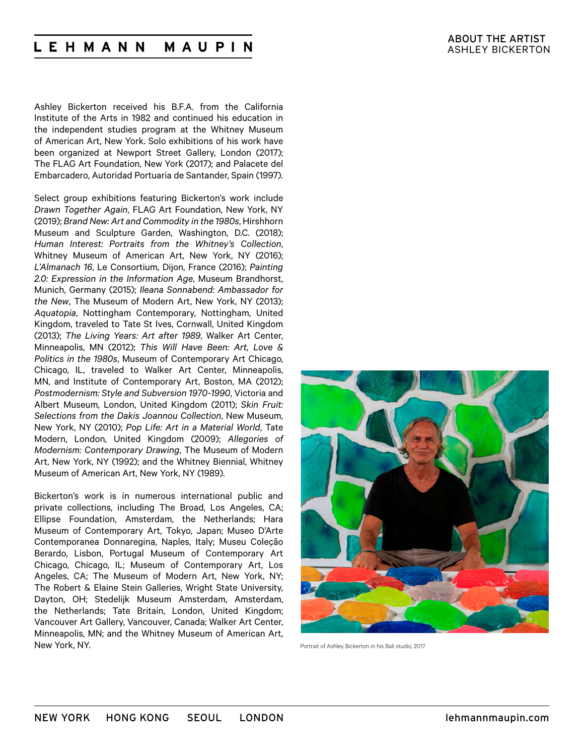## ABOUT THE ARTIST
## ASHLEY BICKERTON

Ashley Bickerton received his B.F.A. from the California Institute of the Arts in 1982 and continued his education in the independent studies program at the Whitney Museum of American Art, New York. Solo exhibitions of his work have been organized at Newport Street Gallery, London (2017); The FLAG Art Foundation, New York (2017); and Palacete del Embarcadero, Autoridad Portuaria de Santander, Spain (1997).

Select group exhibitions featuring Bickerton's work include *Drawn Together Again*, FLAG Art Foundation, New York, NY (2019); *Brand New: Art and Commodity in the 1980s*, Hirshhorn Museum and Sculpture Garden, Washington, D.C. (2018); *Human Interest: Portraits from the Whitney's Collection*, Whitney Museum of American Art, New York, NY (2016); *L'Almanach 16*, Le Consortium, Dijon, France (2016); *Painting 2.0: Expression in the Information Age*, Museum Brandhorst, Munich, Germany (2015); *Ileana Sonnabend: Ambassador for the New*, The Museum of Modern Art, New York, NY (2013); *Aquatopia*, Nottingham Contemporary, Nottingham, United Kingdom, traveled to Tate St Ives, Cornwall, United Kingdom (2013); *The Living Years: Art after 1989*, Walker Art Center, Minneapolis, MN (2012); *This Will Have Been: Art, Love & Politics in the 1980s*, Museum of Contemporary Art Chicago, Chicago, IL, traveled to Walker Art Center, Minneapolis, MN, and Institute of Contemporary Art, Boston, MA (2012); *Postmodernism: Style and Subversion 1970-1990*, Victoria and Albert Museum, London, United Kingdom (2011); *Skin Fruit: Selections from the Dakis Joannou Collection*, New Museum, New York, NY (2010); *Pop Life: Art in a Material World*, Tate Modern, London, United Kingdom (2009); *Allegories of Modernism: Contemporary Drawing*, The Museum of Modern Art, New York, NY (1992); and the Whitney Biennial, Whitney Museum of American Art, New York, NY (1989).

Bickerton's work is in numerous international public and private collections, including The Broad, Los Angeles, CA; Ellipse Foundation, Amsterdam, the Netherlands; Hara Museum of Contemporary Art, Tokyo, Japan; Museo D'Arte Contemporanea Donnaregina, Naples, Italy; Museu Coleção Berardo, Lisbon, Portugal Museum of Contemporary Art Chicago, Chicago, IL; Museum of Contemporary Art, Los Angeles, CA; The Museum of Modern Art, New York, NY; The Robert & Elaine Stein Galleries, Wright State University, Dayton, OH; Stedelijk Museum Amsterdam, Amsterdam, the Netherlands; Tate Britain, London, United Kingdom; Vancouver Art Gallery, Vancouver, Canada; Walker Art Center, Minneapolis, MN; and the Whitney Museum of American Art, New York, NY.

Portrait of Ashley Bickerton in his Bali studio, 2017.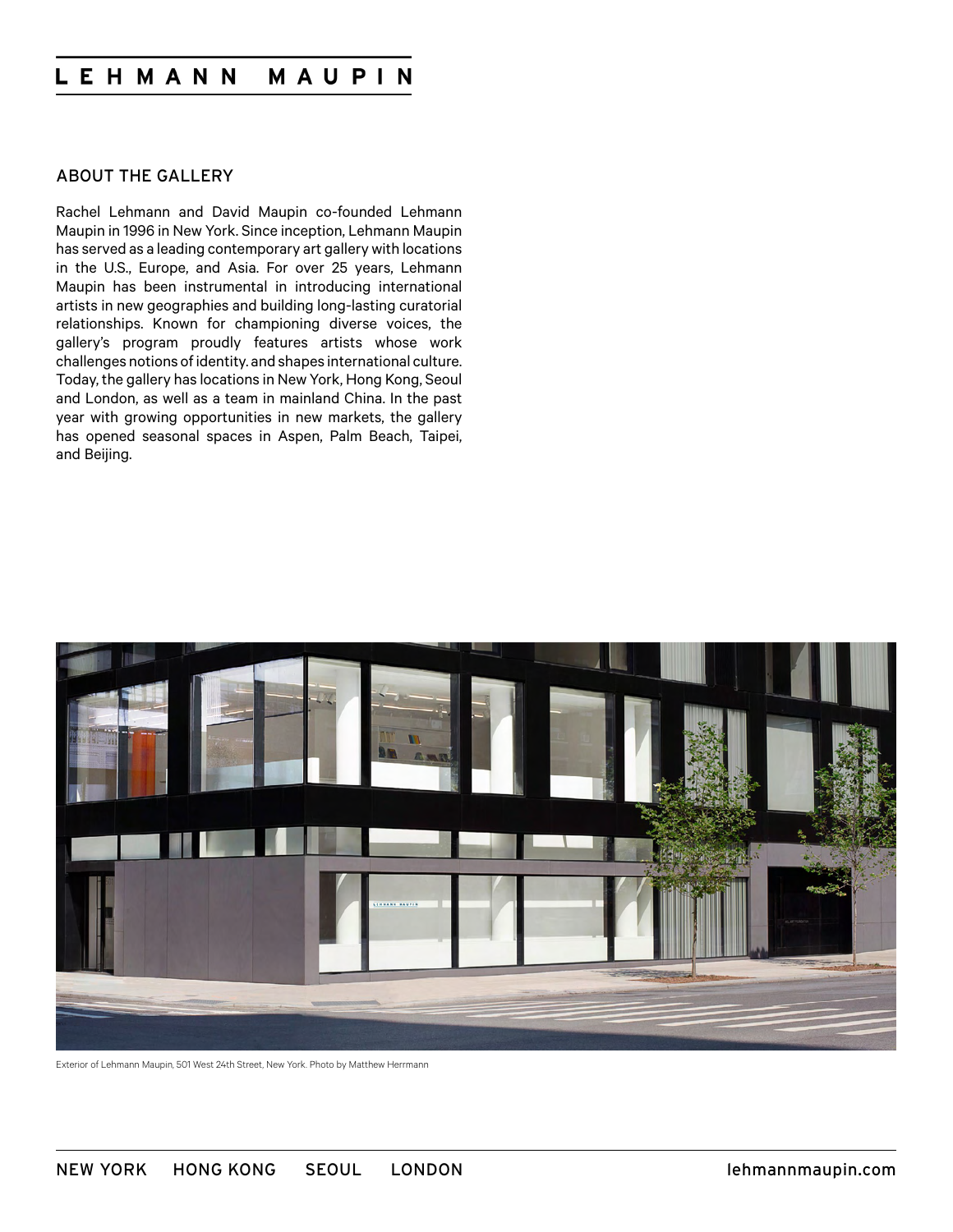## ABOUT THE GALLERY

Rachel Lehmann and David Maupin co-founded Lehmann Maupin in 1996 in New York. Since inception, Lehmann Maupin has served as a leading contemporary art gallery with locations in the U.S., Europe, and Asia. For over 25 years, Lehmann Maupin has been instrumental in introducing international artists in new geographies and building long-lasting curatorial relationships. Known for championing diverse voices, the gallery's program proudly features artists whose work challenges notions of identity. and shapes international culture. Today, the gallery has locations in New York, Hong Kong, Seoul and London, as well as a team in mainland China. In the past year with growing opportunities in new markets, the gallery has opened seasonal spaces in Aspen, Palm Beach, Taipei, and Beijing.

Exterior of Lehmann Maupin, 501 West 24th Street, New York. Photo by Matthew Herrmann